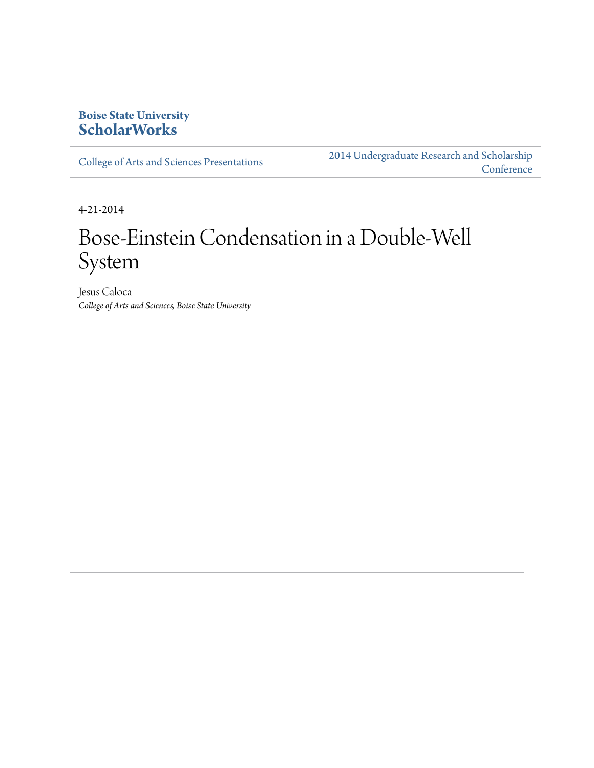**Boise State University**
**ScholarWorks**

College of Arts and Sciences Presentations

2014 Undergraduate Research and Scholarship Conference

4-21-2014

# Bose-Einstein Condensation in a Double-Well System

Jesus Caloca
*College of Arts and Sciences, Boise State University*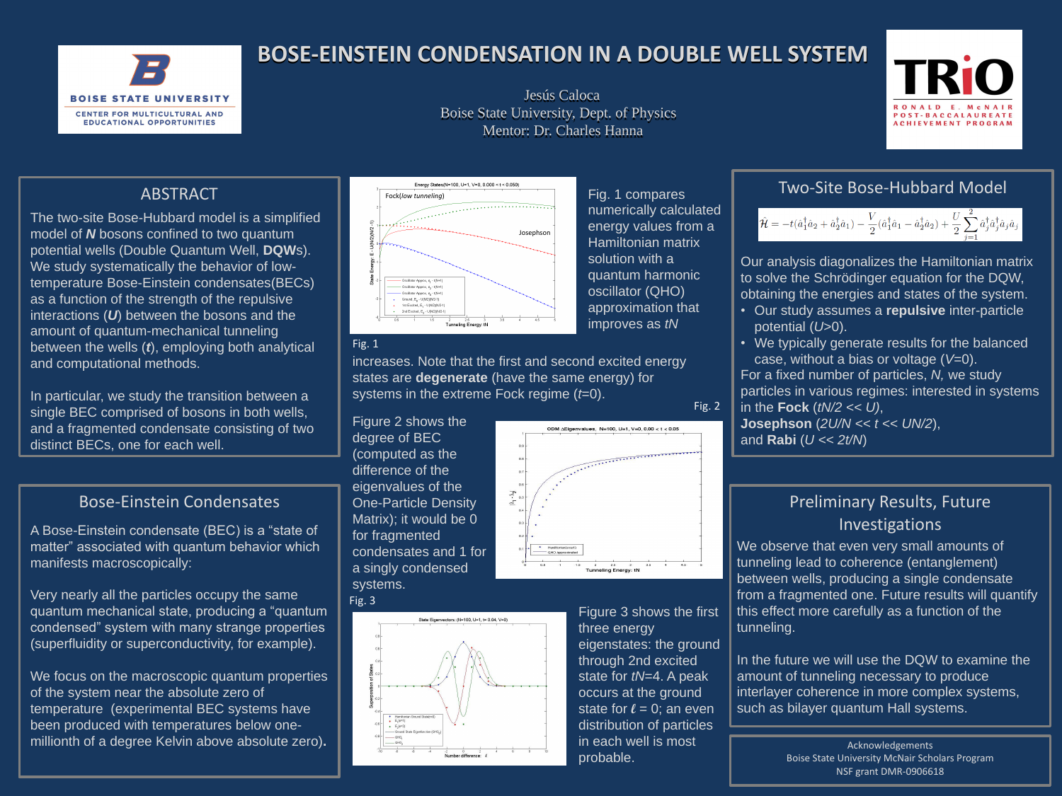# BOSE-EINSTEIN CONDENSATION IN A DOUBLE WELL SYSTEM

Jesús Caloca
Boise State University, Dept. of Physics
Mentor: Dr. Charles Hanna

## ABSTRACT

The two-site Bose-Hubbard model is a simplified model of ***N*** bosons confined to two quantum potential wells (Double Quantum Well, **DQW**s). We study systematically the behavior of low-temperature Bose-Einstein condensates(BECs) as a function of the strength of the repulsive interactions (***U***) between the bosons and the amount of quantum-mechanical tunneling between the wells (***t***), employing both analytical and computational methods.

In particular, we study the transition between a single BEC comprised of bosons in both wells, and a fragmented condensate consisting of two distinct BECs, one for each well.

## Bose-Einstein Condensates

A Bose-Einstein condensate (BEC) is a "state of matter" associated with quantum behavior which manifests macroscopically:

Very nearly all the particles occupy the same quantum mechanical state, producing a "quantum condensed" system with many strange properties (superfluidity or superconductivity, for example).

We focus on the macroscopic quantum properties of the system near the absolute zero of temperature (experimental BEC systems have been produced with temperatures below one-millionth of a degree Kelvin above absolute zero).

Energy States(N=100, U=1, V=0, 0.000 < t < 0.050)
Fock(low tunneling)
Josephson
State Energy: E - UN(2N/2-1)
Tunneling Energy: tN

Fig. 1

Fig. 1 compares numerically calculated energy values from a Hamiltonian matrix solution with a quantum harmonic oscillator (QHO) approximation that improves as *tN* increases. Note that the first and second excited energy states are **degenerate** (have the same energy) for systems in the extreme Fock regime (*t*=0).

ODM Eigenvalues, N=100, U=1, V=0, 0.00 < t < 0.05
Hamiltonian(exact)
QHO Approximated
Tunneling Energy: tN

Fig. 2

Figure 2 shows the degree of BEC (computed as the difference of the eigenvalues of the One-Particle Density Matrix); it would be 0 for fragmented condensates and 1 for a singly condensed systems.

State Eigenvectors: (N=100, U=1, t=0.04, V=0)
Superposition of States
Number difference: ℓ

Fig. 3

Figure 3 shows the first three energy eigenstates: the ground through 2nd excited state for *tN*=4. A peak occurs at the ground state for $\ell$ = 0; an even distribution of particles in each well is most probable.

## Two-Site Bose-Hubbard Model

$$\hat{\mathcal{H}} = -t(\hat{a}_1^\dagger \hat{a}_2 + \hat{a}_2^\dagger \hat{a}_1) - \frac{V}{2}(\hat{a}_1^\dagger \hat{a}_1 - \hat{a}_2^\dagger \hat{a}_2) + \frac{U}{2}\sum_{j=1}^{2} \hat{a}_j^\dagger \hat{a}_j^\dagger \hat{a}_j \hat{a}_j$$

Our analysis diagonalizes the Hamiltonian matrix to solve the Schrödinger equation for the DQW, obtaining the energies and states of the system.

- Our study assumes a **repulsive** inter-particle potential (*U*>0).
- We typically generate results for the balanced case, without a bias or voltage (*V*=0).

For a fixed number of particles, *N,* we study particles in various regimes: interested in systems in the **Fock** (*tN/2 << U*),
**Josephson** (*2U/N << t << UN/2*),
and **Rabi** (*U << 2t/N*)

## Preliminary Results, Future Investigations

We observe that even very small amounts of tunneling lead to coherence (entanglement) between wells, producing a single condensate from a fragmented one. Future results will quantify this effect more carefully as a function of the tunneling.

In the future we will use the DQW to examine the amount of tunneling necessary to produce interlayer coherence in more complex systems, such as bilayer quantum Hall systems.

Acknowledgements
Boise State University McNair Scholars Program
NSF grant DMR-0906618